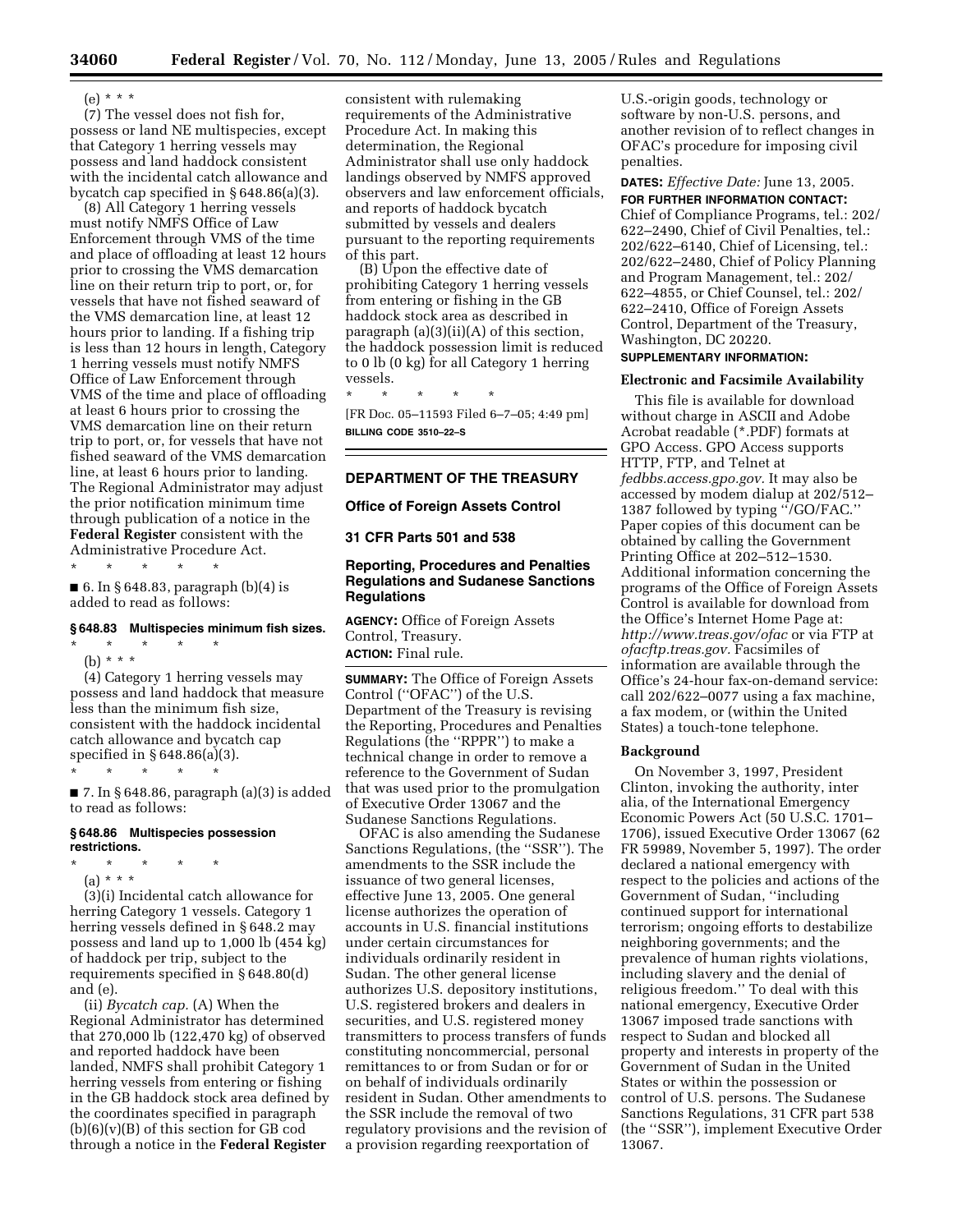(e) * * *

(7) The vessel does not fish for, possess or land NE multispecies, except that Category 1 herring vessels may possess and land haddock consistent with the incidental catch allowance and bycatch cap specified in § 648.86(a)(3).

(8) All Category 1 herring vessels must notify NMFS Office of Law Enforcement through VMS of the time and place of offloading at least 12 hours prior to crossing the VMS demarcation line on their return trip to port, or, for vessels that have not fished seaward of the VMS demarcation line, at least 12 hours prior to landing. If a fishing trip is less than 12 hours in length, Category 1 herring vessels must notify NMFS Office of Law Enforcement through VMS of the time and place of offloading at least 6 hours prior to crossing the VMS demarcation line on their return trip to port, or, for vessels that have not fished seaward of the VMS demarcation line, at least 6 hours prior to landing. The Regional Administrator may adjust the prior notification minimum time through publication of a notice in the **Federal Register** consistent with the Administrative Procedure Act.

\* \* \* \* \*

■ 6. In § 648.83, paragraph (b)(4) is added to read as follows:

**§ 648.83 Multispecies minimum fish sizes.**

\* \* \* \* \*

(b) * * *

(4) Category 1 herring vessels may possess and land haddock that measure less than the minimum fish size, consistent with the haddock incidental catch allowance and bycatch cap specified in § 648.86(a)(3).

\* \* \* \* \*

■ 7. In § 648.86, paragraph (a)(3) is added to read as follows:

**§ 648.86 Multispecies possession restrictions.**

\* \* \* \* \*

(a) * * *

(3)(i) Incidental catch allowance for herring Category 1 vessels. Category 1 herring vessels defined in § 648.2 may possess and land up to 1,000 lb (454 kg) of haddock per trip, subject to the requirements specified in § 648.80(d) and (e).

(ii) *Bycatch cap.* (A) When the Regional Administrator has determined that 270,000 lb (122,470 kg) of observed and reported haddock have been landed, NMFS shall prohibit Category 1 herring vessels from entering or fishing in the GB haddock stock area defined by the coordinates specified in paragraph (b)(6)(v)(B) of this section for GB cod through a notice in the **Federal Register** consistent with rulemaking requirements of the Administrative Procedure Act. In making this determination, the Regional Administrator shall use only haddock landings observed by NMFS approved observers and law enforcement officials, and reports of haddock bycatch submitted by vessels and dealers pursuant to the reporting requirements of this part.

(B) Upon the effective date of prohibiting Category 1 herring vessels from entering or fishing in the GB haddock stock area as described in paragraph (a)(3)(ii)(A) of this section, the haddock possession limit is reduced to 0 lb (0 kg) for all Category 1 herring vessels.

\* \* \* \* \*

[FR Doc. 05–11593 Filed 6–7–05; 4:49 pm]

**BILLING CODE 3510–22–S**

## DEPARTMENT OF THE TREASURY

### Office of Foreign Assets Control

### 31 CFR Parts 501 and 538

### Reporting, Procedures and Penalties Regulations and Sudanese Sanctions Regulations

**AGENCY:** Office of Foreign Assets Control, Treasury.

**ACTION:** Final rule.

**SUMMARY:** The Office of Foreign Assets Control (''OFAC'') of the U.S. Department of the Treasury is revising the Reporting, Procedures and Penalties Regulations (the ''RPPR'') to make a technical change in order to remove a reference to the Government of Sudan that was used prior to the promulgation of Executive Order 13067 and the Sudanese Sanctions Regulations.

OFAC is also amending the Sudanese Sanctions Regulations, (the ''SSR''). The amendments to the SSR include the issuance of two general licenses, effective June 13, 2005. One general license authorizes the operation of accounts in U.S. financial institutions under certain circumstances for individuals ordinarily resident in Sudan. The other general license authorizes U.S. depository institutions, U.S. registered brokers and dealers in securities, and U.S. registered money transmitters to process transfers of funds constituting noncommercial, personal remittances to or from Sudan or for or on behalf of individuals ordinarily resident in Sudan. Other amendments to the SSR include the removal of two regulatory provisions and the revision of a provision regarding reexportation of U.S.-origin goods, technology or software by non-U.S. persons, and another revision of to reflect changes in OFAC's procedure for imposing civil penalties.

**DATES:** *Effective Date:* June 13, 2005.

**FOR FURTHER INFORMATION CONTACT:** Chief of Compliance Programs, tel.: 202/622–2490, Chief of Civil Penalties, tel.: 202/622–6140, Chief of Licensing, tel.: 202/622–2480, Chief of Policy Planning and Program Management, tel.: 202/622–4855, or Chief Counsel, tel.: 202/622–2410, Office of Foreign Assets Control, Department of the Treasury, Washington, DC 20220.

**SUPPLEMENTARY INFORMATION:**

#### Electronic and Facsimile Availability

This file is available for download without charge in ASCII and Adobe Acrobat readable (*.PDF) formats at GPO Access. GPO Access supports HTTP, FTP, and Telnet at *fedbbs.access.gpo.gov.* It may also be accessed by modem dialup at 202/512–1387 followed by typing ''/GO/FAC.'' Paper copies of this document can be obtained by calling the Government Printing Office at 202–512–1530. Additional information concerning the programs of the Office of Foreign Assets Control is available for download from the Office's Internet Home Page at: *http://www.treas.gov/ofac* or via FTP at *ofacftp.treas.gov.* Facsimiles of information are available through the Office's 24-hour fax-on-demand service: call 202/622–0077 using a fax machine, a fax modem, or (within the United States) a touch-tone telephone.

#### Background

On November 3, 1997, President Clinton, invoking the authority, inter alia, of the International Emergency Economic Powers Act (50 U.S.C. 1701–1706), issued Executive Order 13067 (62 FR 59989, November 5, 1997). The order declared a national emergency with respect to the policies and actions of the Government of Sudan, ''including continued support for international terrorism; ongoing efforts to destabilize neighboring governments; and the prevalence of human rights violations, including slavery and the denial of religious freedom.'' To deal with this national emergency, Executive Order 13067 imposed trade sanctions with respect to Sudan and blocked all property and interests in property of the Government of Sudan in the United States or within the possession or control of U.S. persons. The Sudanese Sanctions Regulations, 31 CFR part 538 (the ''SSR''), implement Executive Order 13067.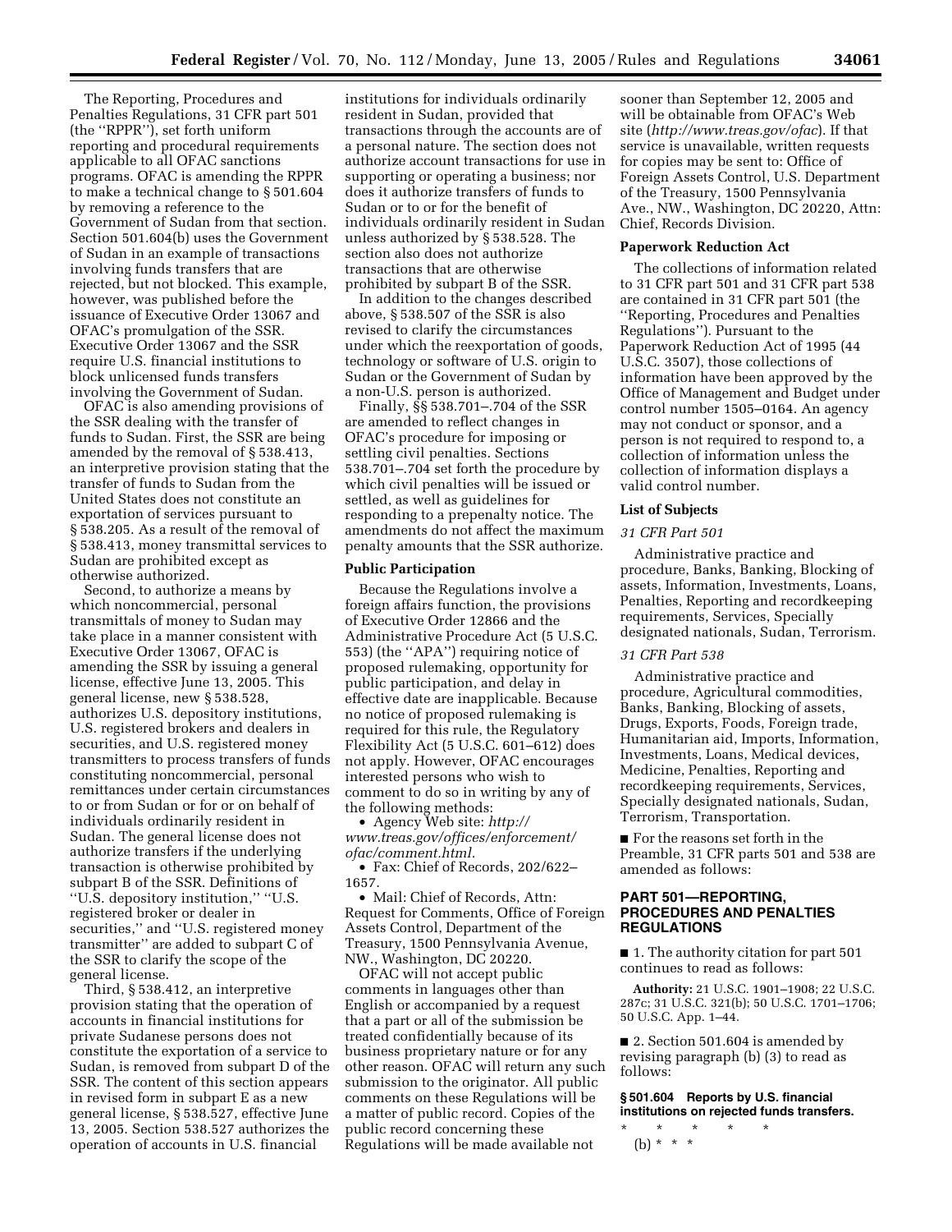The Reporting, Procedures and Penalties Regulations, 31 CFR part 501 (the ''RPPR''), set forth uniform reporting and procedural requirements applicable to all OFAC sanctions programs. OFAC is amending the RPPR to make a technical change to § 501.604 by removing a reference to the Government of Sudan from that section. Section 501.604(b) uses the Government of Sudan in an example of transactions involving funds transfers that are rejected, but not blocked. This example, however, was published before the issuance of Executive Order 13067 and OFAC's promulgation of the SSR. Executive Order 13067 and the SSR require U.S. financial institutions to block unlicensed funds transfers involving the Government of Sudan.

OFAC is also amending provisions of the SSR dealing with the transfer of funds to Sudan. First, the SSR are being amended by the removal of § 538.413, an interpretive provision stating that the transfer of funds to Sudan from the United States does not constitute an exportation of services pursuant to § 538.205. As a result of the removal of § 538.413, money transmittal services to Sudan are prohibited except as otherwise authorized.

Second, to authorize a means by which noncommercial, personal transmittals of money to Sudan may take place in a manner consistent with Executive Order 13067, OFAC is amending the SSR by issuing a general license, effective June 13, 2005. This general license, new § 538.528, authorizes U.S. depository institutions, U.S. registered brokers and dealers in securities, and U.S. registered money transmitters to process transfers of funds constituting noncommercial, personal remittances under certain circumstances to or from Sudan or for or on behalf of individuals ordinarily resident in Sudan. The general license does not authorize transfers if the underlying transaction is otherwise prohibited by subpart B of the SSR. Definitions of ''U.S. depository institution,'' ''U.S. registered broker or dealer in securities,'' and ''U.S. registered money transmitter'' are added to subpart C of the SSR to clarify the scope of the general license.

Third, § 538.412, an interpretive provision stating that the operation of accounts in financial institutions for private Sudanese persons does not constitute the exportation of a service to Sudan, is removed from subpart D of the SSR. The content of this section appears in revised form in subpart E as a new general license, § 538.527, effective June 13, 2005. Section 538.527 authorizes the operation of accounts in U.S. financial institutions for individuals ordinarily resident in Sudan, provided that transactions through the accounts are of a personal nature. The section does not authorize account transactions for use in supporting or operating a business; nor does it authorize transfers of funds to Sudan or to or for the benefit of individuals ordinarily resident in Sudan unless authorized by § 538.528. The section also does not authorize transactions that are otherwise prohibited by subpart B of the SSR.

In addition to the changes described above, § 538.507 of the SSR is also revised to clarify the circumstances under which the reexportation of goods, technology or software of U.S. origin to Sudan or the Government of Sudan by a non-U.S. person is authorized.

Finally, §§ 538.701–.704 of the SSR are amended to reflect changes in OFAC's procedure for imposing or settling civil penalties. Sections 538.701–.704 set forth the procedure by which civil penalties will be issued or settled, as well as guidelines for responding to a prepenalty notice. The amendments do not affect the maximum penalty amounts that the SSR authorize.

## Public Participation

Because the Regulations involve a foreign affairs function, the provisions of Executive Order 12866 and the Administrative Procedure Act (5 U.S.C. 553) (the ''APA'') requiring notice of proposed rulemaking, opportunity for public participation, and delay in effective date are inapplicable. Because no notice of proposed rulemaking is required for this rule, the Regulatory Flexibility Act (5 U.S.C. 601–612) does not apply. However, OFAC encourages interested persons who wish to comment to do so in writing by any of the following methods:

- Agency Web site: *http://www.treas.gov/offices/enforcement/ofac/comment.html.*
- Fax: Chief of Records, 202/622–1657.
- Mail: Chief of Records, Attn: Request for Comments, Office of Foreign Assets Control, Department of the Treasury, 1500 Pennsylvania Avenue, NW., Washington, DC 20220.

OFAC will not accept public comments in languages other than English or accompanied by a request that a part or all of the submission be treated confidentially because of its business proprietary nature or for any other reason. OFAC will return any such submission to the originator. All public comments on these Regulations will be a matter of public record. Copies of the public record concerning these Regulations will be made available not sooner than September 12, 2005 and will be obtainable from OFAC's Web site (*http://www.treas.gov/ofac*). If that service is unavailable, written requests for copies may be sent to: Office of Foreign Assets Control, U.S. Department of the Treasury, 1500 Pennsylvania Ave., NW., Washington, DC 20220, Attn: Chief, Records Division.

## Paperwork Reduction Act

The collections of information related to 31 CFR part 501 and 31 CFR part 538 are contained in 31 CFR part 501 (the ''Reporting, Procedures and Penalties Regulations''). Pursuant to the Paperwork Reduction Act of 1995 (44 U.S.C. 3507), those collections of information have been approved by the Office of Management and Budget under control number 1505–0164. An agency may not conduct or sponsor, and a person is not required to respond to, a collection of information unless the collection of information displays a valid control number.

## List of Subjects

### *31 CFR Part 501*

Administrative practice and procedure, Banks, Banking, Blocking of assets, Information, Investments, Loans, Penalties, Reporting and recordkeeping requirements, Services, Specially designated nationals, Sudan, Terrorism.

### *31 CFR Part 538*

Administrative practice and procedure, Agricultural commodities, Banks, Banking, Blocking of assets, Drugs, Exports, Foods, Foreign trade, Humanitarian aid, Imports, Information, Investments, Loans, Medical devices, Medicine, Penalties, Reporting and recordkeeping requirements, Services, Specially designated nationals, Sudan, Terrorism, Transportation.

■ For the reasons set forth in the Preamble, 31 CFR parts 501 and 538 are amended as follows:

## PART 501—REPORTING, PROCEDURES AND PENALTIES REGULATIONS

■ 1. The authority citation for part 501 continues to read as follows:

**Authority:** 21 U.S.C. 1901–1908; 22 U.S.C. 287c; 31 U.S.C. 321(b); 50 U.S.C. 1701–1706; 50 U.S.C. App. 1–44.

■ 2. Section 501.604 is amended by revising paragraph (b) (3) to read as follows:

**§ 501.604 Reports by U.S. financial institutions on rejected funds transfers.**

\* \* \* \* \*

(b) \* \* \*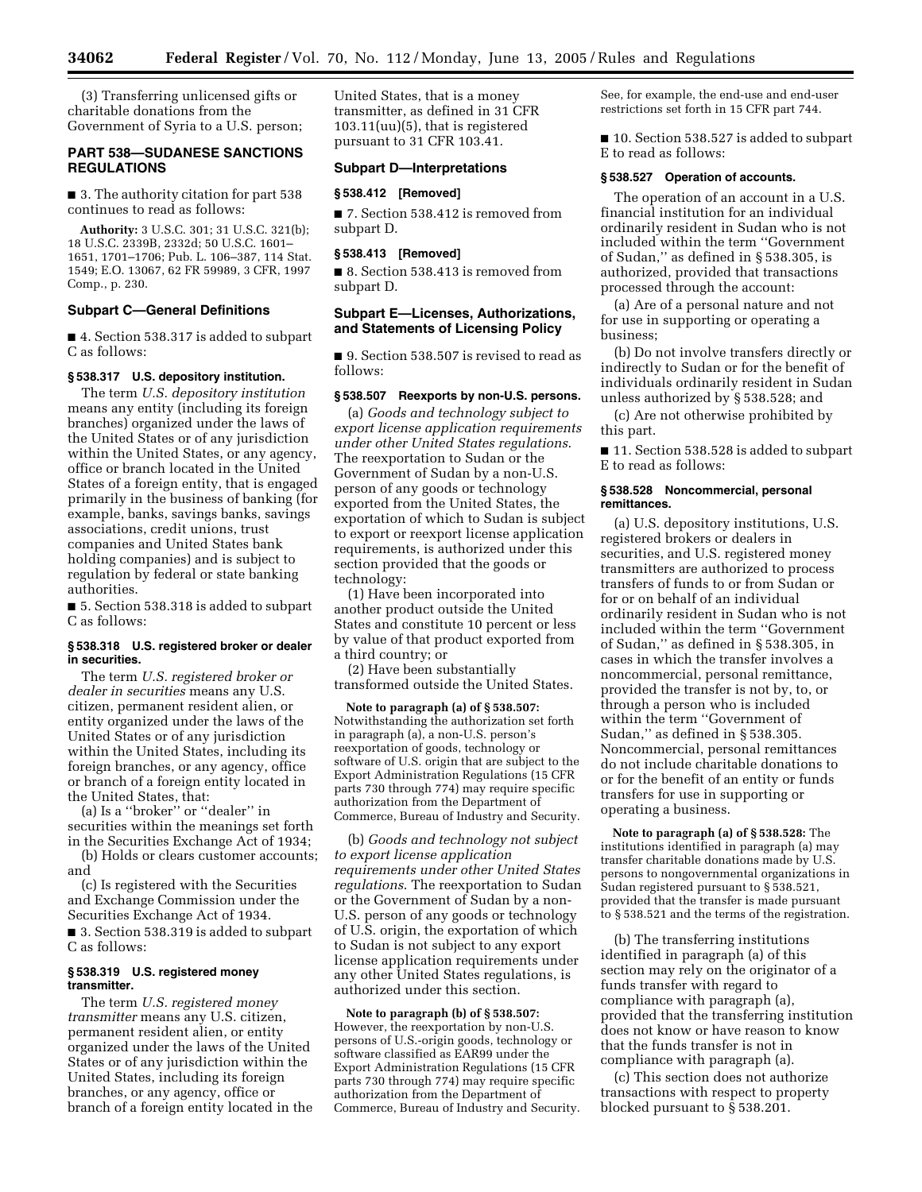(3) Transferring unlicensed gifts or charitable donations from the Government of Syria to a U.S. person;

## PART 538—SUDANESE SANCTIONS REGULATIONS

■ 3. The authority citation for part 538 continues to read as follows:

**Authority:** 3 U.S.C. 301; 31 U.S.C. 321(b); 18 U.S.C. 2339B, 2332d; 50 U.S.C. 1601–1651, 1701–1706; Pub. L. 106–387, 114 Stat. 1549; E.O. 13067, 62 FR 59989, 3 CFR, 1997 Comp., p. 230.

### Subpart C—General Definitions

■ 4. Section 538.317 is added to subpart C as follows:

#### § 538.317 U.S. depository institution.

The term *U.S. depository institution* means any entity (including its foreign branches) organized under the laws of the United States or of any jurisdiction within the United States, or any agency, office or branch located in the United States of a foreign entity, that is engaged primarily in the business of banking (for example, banks, savings banks, savings associations, credit unions, trust companies and United States bank holding companies) and is subject to regulation by federal or state banking authorities.

■ 5. Section 538.318 is added to subpart C as follows:

#### § 538.318 U.S. registered broker or dealer in securities.

The term *U.S. registered broker or dealer in securities* means any U.S. citizen, permanent resident alien, or entity organized under the laws of the United States or of any jurisdiction within the United States, including its foreign branches, or any agency, office or branch of a foreign entity located in the United States, that:

(a) Is a ''broker'' or ''dealer'' in securities within the meanings set forth in the Securities Exchange Act of 1934;

(b) Holds or clears customer accounts; and

(c) Is registered with the Securities and Exchange Commission under the Securities Exchange Act of 1934.

■ 3. Section 538.319 is added to subpart C as follows:

#### § 538.319 U.S. registered money transmitter.

The term *U.S. registered money transmitter* means any U.S. citizen, permanent resident alien, or entity organized under the laws of the United States or of any jurisdiction within the United States, including its foreign branches, or any agency, office or branch of a foreign entity located in the United States, that is a money transmitter, as defined in 31 CFR 103.11(uu)(5), that is registered pursuant to 31 CFR 103.41.

### Subpart D—Interpretations

#### § 538.412 [Removed]

■ 7. Section 538.412 is removed from subpart D.

#### § 538.413 [Removed]

■ 8. Section 538.413 is removed from subpart D.

### Subpart E—Licenses, Authorizations, and Statements of Licensing Policy

■ 9. Section 538.507 is revised to read as follows:

#### § 538.507 Reexports by non-U.S. persons.

(a) *Goods and technology subject to export license application requirements under other United States regulations.* The reexportation to Sudan or the Government of Sudan by a non-U.S. person of any goods or technology exported from the United States, the exportation of which to Sudan is subject to export or reexport license application requirements, is authorized under this section provided that the goods or technology:

(1) Have been incorporated into another product outside the United States and constitute 10 percent or less by value of that product exported from a third country; or

(2) Have been substantially transformed outside the United States.

**Note to paragraph (a) of § 538.507:** Notwithstanding the authorization set forth in paragraph (a), a non-U.S. person's reexportation of goods, technology or software of U.S. origin that are subject to the Export Administration Regulations (15 CFR parts 730 through 774) may require specific authorization from the Department of Commerce, Bureau of Industry and Security.

(b) *Goods and technology not subject to export license application requirements under other United States regulations*. The reexportation to Sudan or the Government of Sudan by a non-U.S. person of any goods or technology of U.S. origin, the exportation of which to Sudan is not subject to any export license application requirements under any other United States regulations, is authorized under this section.

**Note to paragraph (b) of § 538.507:** However, the reexportation by non-U.S. persons of U.S.-origin goods, technology or software classified as EAR99 under the Export Administration Regulations (15 CFR parts 730 through 774) may require specific authorization from the Department of Commerce, Bureau of Industry and Security. See, for example, the end-use and end-user restrictions set forth in 15 CFR part 744.

■ 10. Section 538.527 is added to subpart E to read as follows:

#### § 538.527 Operation of accounts.

The operation of an account in a U.S. financial institution for an individual ordinarily resident in Sudan who is not included within the term ''Government of Sudan,'' as defined in § 538.305, is authorized, provided that transactions processed through the account:

(a) Are of a personal nature and not for use in supporting or operating a business;

(b) Do not involve transfers directly or indirectly to Sudan or for the benefit of individuals ordinarily resident in Sudan unless authorized by § 538.528; and

(c) Are not otherwise prohibited by this part.

■ 11. Section 538.528 is added to subpart E to read as follows:

#### § 538.528 Noncommercial, personal remittances.

(a) U.S. depository institutions, U.S. registered brokers or dealers in securities, and U.S. registered money transmitters are authorized to process transfers of funds to or from Sudan or for or on behalf of an individual ordinarily resident in Sudan who is not included within the term ''Government of Sudan,'' as defined in § 538.305, in cases in which the transfer involves a noncommercial, personal remittance, provided the transfer is not by, to, or through a person who is included within the term ''Government of Sudan,'' as defined in § 538.305. Noncommercial, personal remittances do not include charitable donations to or for the benefit of an entity or funds transfers for use in supporting or operating a business.

**Note to paragraph (a) of § 538.528:** The institutions identified in paragraph (a) may transfer charitable donations made by U.S. persons to nongovernmental organizations in Sudan registered pursuant to § 538.521, provided that the transfer is made pursuant to § 538.521 and the terms of the registration.

(b) The transferring institutions identified in paragraph (a) of this section may rely on the originator of a funds transfer with regard to compliance with paragraph (a), provided that the transferring institution does not know or have reason to know that the funds transfer is not in compliance with paragraph (a).

(c) This section does not authorize transactions with respect to property blocked pursuant to § 538.201.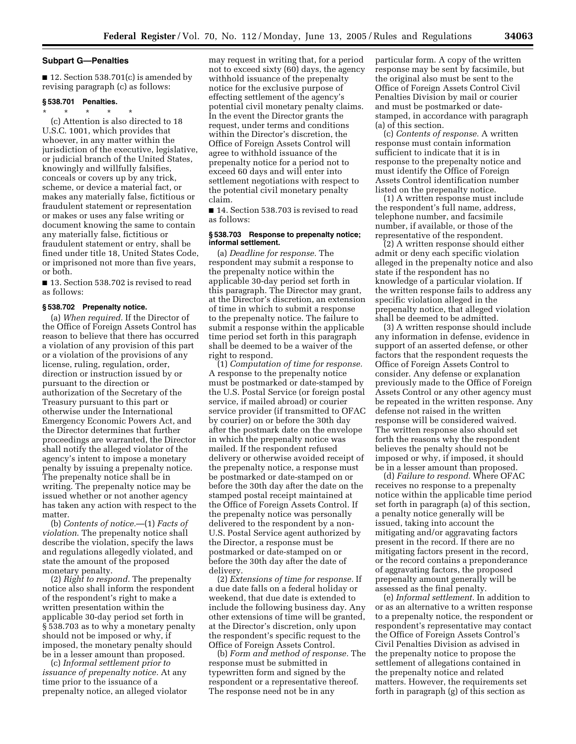## Subpart G—Penalties

■ 12. Section 538.701(c) is amended by revising paragraph (c) as follows:

### § 538.701 Penalties.

\* \* \* \* \*

(c) Attention is also directed to 18 U.S.C. 1001, which provides that whoever, in any matter within the jurisdiction of the executive, legislative, or judicial branch of the United States, knowingly and willfully falsifies, conceals or covers up by any trick, scheme, or device a material fact, or makes any materially false, fictitious or fraudulent statement or representation or makes or uses any false writing or document knowing the same to contain any materially false, fictitious or fraudulent statement or entry, shall be fined under title 18, United States Code, or imprisoned not more than five years, or both.

■ 13. Section 538.702 is revised to read as follows:

### § 538.702 Prepenalty notice.

(a) *When required.* If the Director of the Office of Foreign Assets Control has reason to believe that there has occurred a violation of any provision of this part or a violation of the provisions of any license, ruling, regulation, order, direction or instruction issued by or pursuant to the direction or authorization of the Secretary of the Treasury pursuant to this part or otherwise under the International Emergency Economic Powers Act, and the Director determines that further proceedings are warranted, the Director shall notify the alleged violator of the agency's intent to impose a monetary penalty by issuing a prepenalty notice. The prepenalty notice shall be in writing. The prepenalty notice may be issued whether or not another agency has taken any action with respect to the matter.

(b) *Contents of notice.*—(1) *Facts of violation.* The prepenalty notice shall describe the violation, specify the laws and regulations allegedly violated, and state the amount of the proposed monetary penalty.

(2) *Right to respond.* The prepenalty notice also shall inform the respondent of the respondent's right to make a written presentation within the applicable 30-day period set forth in § 538.703 as to why a monetary penalty should not be imposed or why, if imposed, the monetary penalty should be in a lesser amount than proposed.

(c) *Informal settlement prior to issuance of prepenalty notice.* At any time prior to the issuance of a prepenalty notice, an alleged violator may request in writing that, for a period not to exceed sixty (60) days, the agency withhold issuance of the prepenalty notice for the exclusive purpose of effecting settlement of the agency's potential civil monetary penalty claims. In the event the Director grants the request, under terms and conditions within the Director's discretion, the Office of Foreign Assets Control will agree to withhold issuance of the prepenalty notice for a period not to exceed 60 days and will enter into settlement negotiations with respect to the potential civil monetary penalty claim.

■ 14. Section 538.703 is revised to read as follows:

### § 538.703 Response to prepenalty notice; informal settlement.

(a) *Deadline for response.* The respondent may submit a response to the prepenalty notice within the applicable 30-day period set forth in this paragraph. The Director may grant, at the Director's discretion, an extension of time in which to submit a response to the prepenalty notice. The failure to submit a response within the applicable time period set forth in this paragraph shall be deemed to be a waiver of the right to respond.

(1) *Computation of time for response.* A response to the prepenalty notice must be postmarked or date-stamped by the U.S. Postal Service (or foreign postal service, if mailed abroad) or courier service provider (if transmitted to OFAC by courier) on or before the 30th day after the postmark date on the envelope in which the prepenalty notice was mailed. If the respondent refused delivery or otherwise avoided receipt of the prepenalty notice, a response must be postmarked or date-stamped on or before the 30th day after the date on the stamped postal receipt maintained at the Office of Foreign Assets Control. If the prepenalty notice was personally delivered to the respondent by a non-U.S. Postal Service agent authorized by the Director, a response must be postmarked or date-stamped on or before the 30th day after the date of delivery.

(2) *Extensions of time for response.* If a due date falls on a federal holiday or weekend, that due date is extended to include the following business day. Any other extensions of time will be granted, at the Director's discretion, only upon the respondent's specific request to the Office of Foreign Assets Control.

(b) *Form and method of response.* The response must be submitted in typewritten form and signed by the respondent or a representative thereof. The response need not be in any particular form. A copy of the written response may be sent by facsimile, but the original also must be sent to the Office of Foreign Assets Control Civil Penalties Division by mail or courier and must be postmarked or date-stamped, in accordance with paragraph (a) of this section.

(c) *Contents of response.* A written response must contain information sufficient to indicate that it is in response to the prepenalty notice and must identify the Office of Foreign Assets Control identification number listed on the prepenalty notice.

(1) A written response must include the respondent's full name, address, telephone number, and facsimile number, if available, or those of the representative of the respondent.

(2) A written response should either admit or deny each specific violation alleged in the prepenalty notice and also state if the respondent has no knowledge of a particular violation. If the written response fails to address any specific violation alleged in the prepenalty notice, that alleged violation shall be deemed to be admitted.

(3) A written response should include any information in defense, evidence in support of an asserted defense, or other factors that the respondent requests the Office of Foreign Assets Control to consider. Any defense or explanation previously made to the Office of Foreign Assets Control or any other agency must be repeated in the written response. Any defense not raised in the written response will be considered waived. The written response also should set forth the reasons why the respondent believes the penalty should not be imposed or why, if imposed, it should be in a lesser amount than proposed.

(d) *Failure to respond.* Where OFAC receives no response to a prepenalty notice within the applicable time period set forth in paragraph (a) of this section, a penalty notice generally will be issued, taking into account the mitigating and/or aggravating factors present in the record. If there are no mitigating factors present in the record, or the record contains a preponderance of aggravating factors, the proposed prepenalty amount generally will be assessed as the final penalty.

(e) *Informal settlement.* In addition to or as an alternative to a written response to a prepenalty notice, the respondent or respondent's representative may contact the Office of Foreign Assets Control's Civil Penalties Division as advised in the prepenalty notice to propose the settlement of allegations contained in the prepenalty notice and related matters. However, the requirements set forth in paragraph (g) of this section as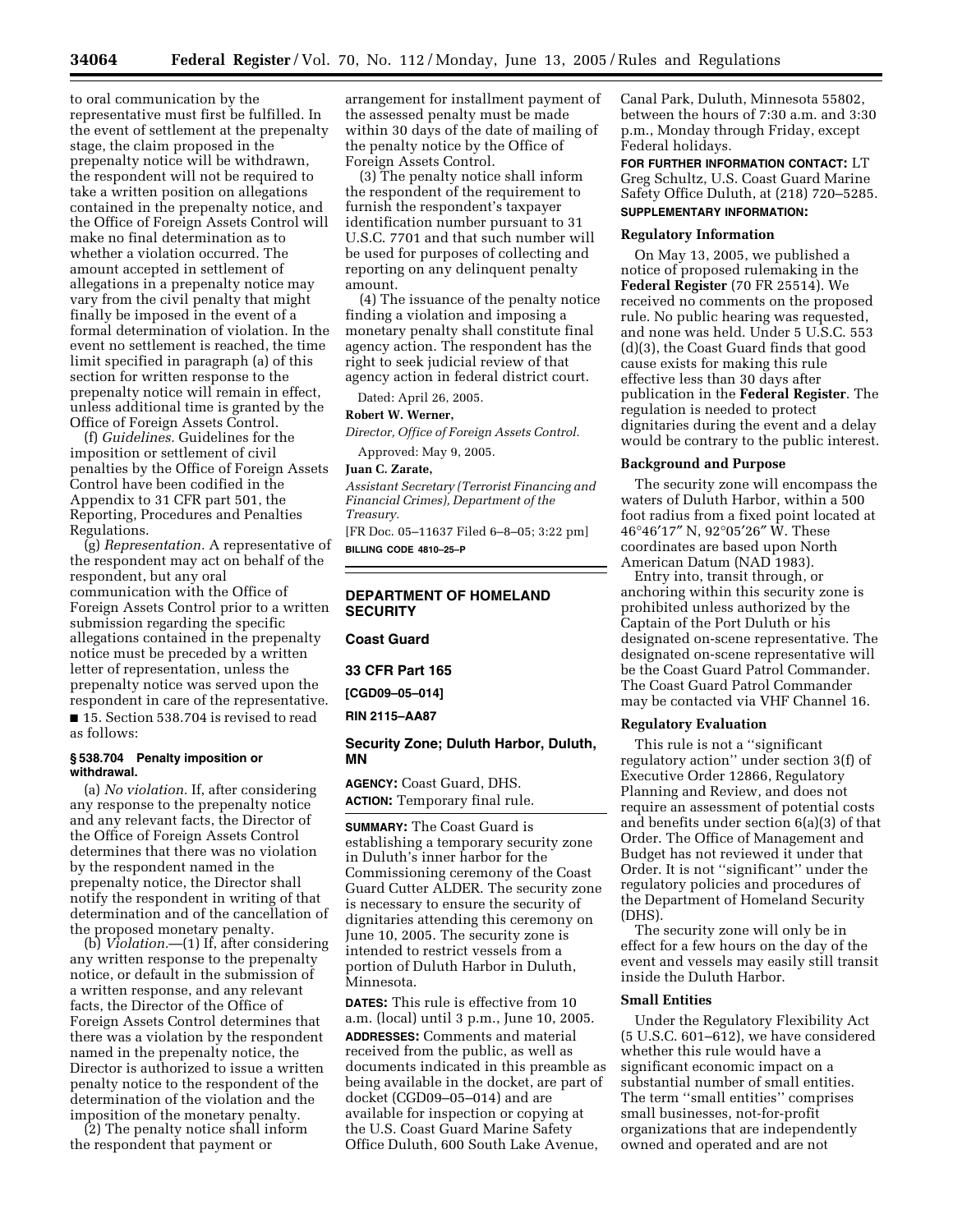to oral communication by the representative must first be fulfilled. In the event of settlement at the prepenalty stage, the claim proposed in the prepenalty notice will be withdrawn, the respondent will not be required to take a written position on allegations contained in the prepenalty notice, and the Office of Foreign Assets Control will make no final determination as to whether a violation occurred. The amount accepted in settlement of allegations in a prepenalty notice may vary from the civil penalty that might finally be imposed in the event of a formal determination of violation. In the event no settlement is reached, the time limit specified in paragraph (a) of this section for written response to the prepenalty notice will remain in effect, unless additional time is granted by the Office of Foreign Assets Control.

(f) *Guidelines.* Guidelines for the imposition or settlement of civil penalties by the Office of Foreign Assets Control have been codified in the Appendix to 31 CFR part 501, the Reporting, Procedures and Penalties Regulations.

(g) *Representation.* A representative of the respondent may act on behalf of the respondent, but any oral communication with the Office of Foreign Assets Control prior to a written submission regarding the specific allegations contained in the prepenalty notice must be preceded by a written letter of representation, unless the prepenalty notice was served upon the respondent in care of the representative.

■ 15. Section 538.704 is revised to read as follows:

**§ 538.704 Penalty imposition or withdrawal.**

(a) *No violation.* If, after considering any response to the prepenalty notice and any relevant facts, the Director of the Office of Foreign Assets Control determines that there was no violation by the respondent named in the prepenalty notice, the Director shall notify the respondent in writing of that determination and of the cancellation of the proposed monetary penalty.

(b) *Violation.*—(1) If, after considering any written response to the prepenalty notice, or default in the submission of a written response, and any relevant facts, the Director of the Office of Foreign Assets Control determines that there was a violation by the respondent named in the prepenalty notice, the Director is authorized to issue a written penalty notice to the respondent of the determination of the violation and the imposition of the monetary penalty.

(2) The penalty notice shall inform the respondent that payment or arrangement for installment payment of the assessed penalty must be made within 30 days of the date of mailing of the penalty notice by the Office of Foreign Assets Control.

(3) The penalty notice shall inform the respondent of the requirement to furnish the respondent's taxpayer identification number pursuant to 31 U.S.C. 7701 and that such number will be used for purposes of collecting and reporting on any delinquent penalty amount.

(4) The issuance of the penalty notice finding a violation and imposing a monetary penalty shall constitute final agency action. The respondent has the right to seek judicial review of that agency action in federal district court.

Dated: April 26, 2005.

**Robert W. Werner,**

*Director, Office of Foreign Assets Control.*

Approved: May 9, 2005.

**Juan C. Zarate,**

*Assistant Secretary (Terrorist Financing and Financial Crimes), Department of the Treasury.*

[FR Doc. 05–11637 Filed 6–8–05; 3:22 pm]

**BILLING CODE 4810–25–P**

---

## DEPARTMENT OF HOMELAND SECURITY

### Coast Guard

### 33 CFR Part 165

**[CGD09–05–014]**

**RIN 2115–AA87**

### Security Zone; Duluth Harbor, Duluth, MN

**AGENCY:** Coast Guard, DHS.

**ACTION:** Temporary final rule.

---

**SUMMARY:** The Coast Guard is establishing a temporary security zone in Duluth's inner harbor for the Commissioning ceremony of the Coast Guard Cutter ALDER. The security zone is necessary to ensure the security of dignitaries attending this ceremony on June 10, 2005. The security zone is intended to restrict vessels from a portion of Duluth Harbor in Duluth, Minnesota.

**DATES:** This rule is effective from 10 a.m. (local) until 3 p.m., June 10, 2005.

**ADDRESSES:** Comments and material received from the public, as well as documents indicated in this preamble as being available in the docket, are part of docket (CGD09–05–014) and are available for inspection or copying at the U.S. Coast Guard Marine Safety Office Duluth, 600 South Lake Avenue, Canal Park, Duluth, Minnesota 55802, between the hours of 7:30 a.m. and 3:30 p.m., Monday through Friday, except Federal holidays.

**FOR FURTHER INFORMATION CONTACT:** LT Greg Schultz, U.S. Coast Guard Marine Safety Office Duluth, at (218) 720–5285.

**SUPPLEMENTARY INFORMATION:**

#### Regulatory Information

On May 13, 2005, we published a notice of proposed rulemaking in the **Federal Register** (70 FR 25514). We received no comments on the proposed rule. No public hearing was requested, and none was held. Under 5 U.S.C. 553 (d)(3), the Coast Guard finds that good cause exists for making this rule effective less than 30 days after publication in the **Federal Register**. The regulation is needed to protect dignitaries during the event and a delay would be contrary to the public interest.

#### Background and Purpose

The security zone will encompass the waters of Duluth Harbor, within a 500 foot radius from a fixed point located at 46°46′17″ N, 92°05′26″ W. These coordinates are based upon North American Datum (NAD 1983).

Entry into, transit through, or anchoring within this security zone is prohibited unless authorized by the Captain of the Port Duluth or his designated on-scene representative. The designated on-scene representative will be the Coast Guard Patrol Commander. The Coast Guard Patrol Commander may be contacted via VHF Channel 16.

#### Regulatory Evaluation

This rule is not a ''significant regulatory action'' under section 3(f) of Executive Order 12866, Regulatory Planning and Review, and does not require an assessment of potential costs and benefits under section 6(a)(3) of that Order. The Office of Management and Budget has not reviewed it under that Order. It is not ''significant'' under the regulatory policies and procedures of the Department of Homeland Security (DHS).

The security zone will only be in effect for a few hours on the day of the event and vessels may easily still transit inside the Duluth Harbor.

#### Small Entities

Under the Regulatory Flexibility Act (5 U.S.C. 601–612), we have considered whether this rule would have a significant economic impact on a substantial number of small entities. The term ''small entities'' comprises small businesses, not-for-profit organizations that are independently owned and operated and are not